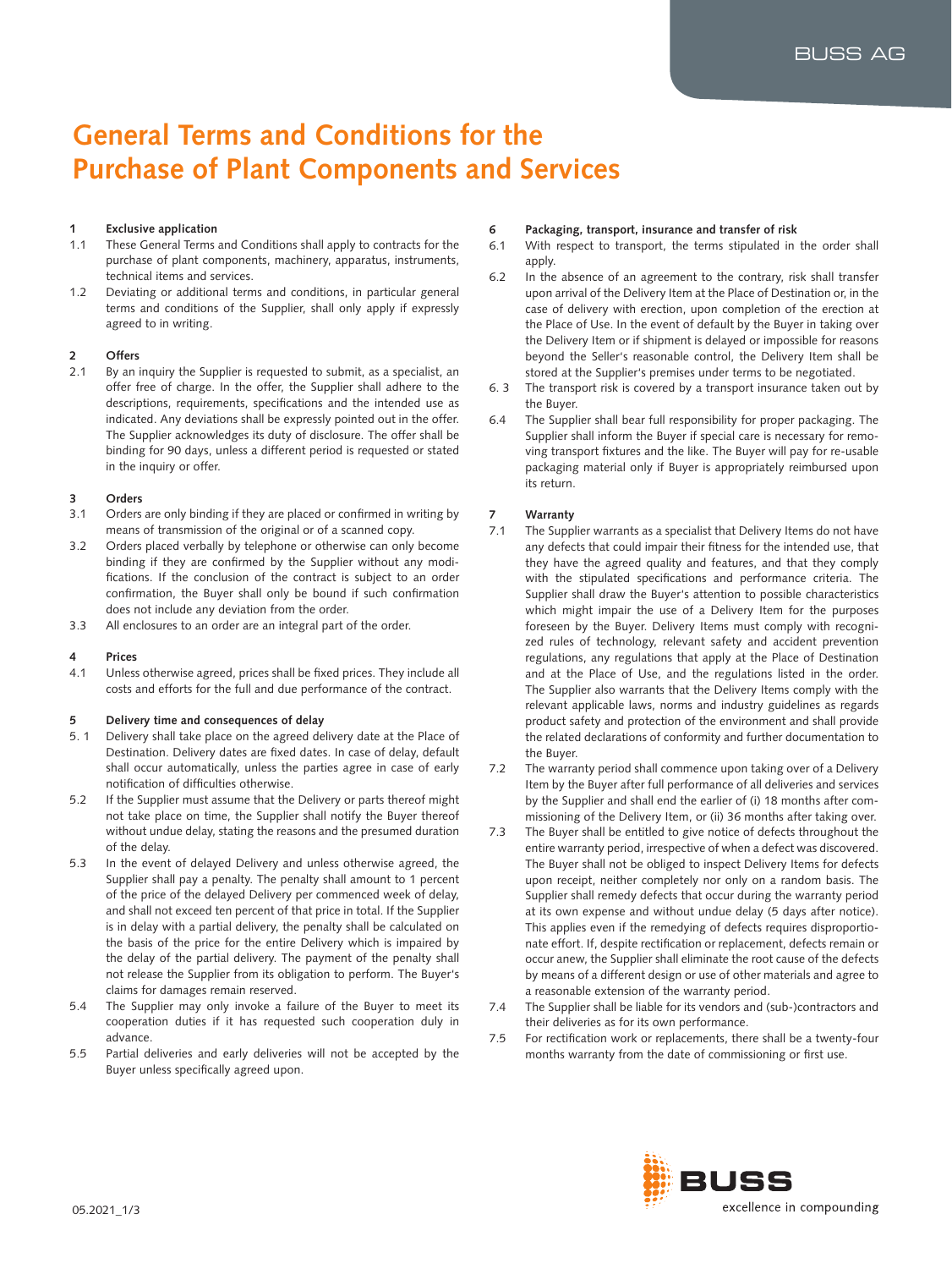# General Terms and Conditions for the Purchase of Plant Components and Services

## 1 Exclusive application

1.1 These General Terms and Conditions shall apply to contracts for the purchase of plant components, machinery, apparatus, instruments, technical items and services.

1.2 Deviating or additional terms and conditions, in particular general terms and conditions of the Supplier, shall only apply if expressly agreed to in writing.

## 2 Offers

2.1 By an inquiry the Supplier is requested to submit, as a specialist, an offer free of charge. In the offer, the Supplier shall adhere to the descriptions, requirements, specifications and the intended use as indicated. Any deviations shall be expressly pointed out in the offer. The Supplier acknowledges its duty of disclosure. The offer shall be binding for 90 days, unless a different period is requested or stated in the inquiry or offer.

## 3 Orders

3.1 Orders are only binding if they are placed or confirmed in writing by means of transmission of the original or of a scanned copy.

3.2 Orders placed verbally by telephone or otherwise can only become binding if they are confirmed by the Supplier without any modifications. If the conclusion of the contract is subject to an order confirmation, the Buyer shall only be bound if such confirmation does not include any deviation from the order.

3.3 All enclosures to an order are an integral part of the order.

## 4 Prices

4.1 Unless otherwise agreed, prices shall be fixed prices. They include all costs and efforts for the full and due performance of the contract.

## 5 Delivery time and consequences of delay

5.1 Delivery shall take place on the agreed delivery date at the Place of Destination. Delivery dates are fixed dates. In case of delay, default shall occur automatically, unless the parties agree in case of early notification of difficulties otherwise.

5.2 If the Supplier must assume that the Delivery or parts thereof might not take place on time, the Supplier shall notify the Buyer thereof without undue delay, stating the reasons and the presumed duration of the delay.

5.3 In the event of delayed Delivery and unless otherwise agreed, the Supplier shall pay a penalty. The penalty shall amount to 1 percent of the price of the delayed Delivery per commenced week of delay, and shall not exceed ten percent of that price in total. If the Supplier is in delay with a partial delivery, the penalty shall be calculated on the basis of the price for the entire Delivery which is impaired by the delay of the partial delivery. The payment of the penalty shall not release the Supplier from its obligation to perform. The Buyer's claims for damages remain reserved.

5.4 The Supplier may only invoke a failure of the Buyer to meet its cooperation duties if it has requested such cooperation duly in advance.

5.5 Partial deliveries and early deliveries will not be accepted by the Buyer unless specifically agreed upon.

## 6 Packaging, transport, insurance and transfer of risk

6.1 With respect to transport, the terms stipulated in the order shall apply.

6.2 In the absence of an agreement to the contrary, risk shall transfer upon arrival of the Delivery Item at the Place of Destination or, in the case of delivery with erection, upon completion of the erection at the Place of Use. In the event of default by the Buyer in taking over the Delivery Item or if shipment is delayed or impossible for reasons beyond the Seller's reasonable control, the Delivery Item shall be stored at the Supplier's premises under terms to be negotiated.

6.3 The transport risk is covered by a transport insurance taken out by the Buyer.

6.4 The Supplier shall bear full responsibility for proper packaging. The Supplier shall inform the Buyer if special care is necessary for removing transport fixtures and the like. The Buyer will pay for re-usable packaging material only if Buyer is appropriately reimbursed upon its return.

## 7 Warranty

7.1 The Supplier warrants as a specialist that Delivery Items do not have any defects that could impair their fitness for the intended use, that they have the agreed quality and features, and that they comply with the stipulated specifications and performance criteria. The Supplier shall draw the Buyer's attention to possible characteristics which might impair the use of a Delivery Item for the purposes foreseen by the Buyer. Delivery Items must comply with recognized rules of technology, relevant safety and accident prevention regulations, any regulations that apply at the Place of Destination and at the Place of Use, and the regulations listed in the order. The Supplier also warrants that the Delivery Items comply with the relevant applicable laws, norms and industry guidelines as regards product safety and protection of the environment and shall provide the related declarations of conformity and further documentation to the Buyer.

7.2 The warranty period shall commence upon taking over of a Delivery Item by the Buyer after full performance of all deliveries and services by the Supplier and shall end the earlier of (i) 18 months after commissioning of the Delivery Item, or (ii) 36 months after taking over.

7.3 The Buyer shall be entitled to give notice of defects throughout the entire warranty period, irrespective of when a defect was discovered. The Buyer shall not be obliged to inspect Delivery Items for defects upon receipt, neither completely nor only on a random basis. The Supplier shall remedy defects that occur during the warranty period at its own expense and without undue delay (5 days after notice). This applies even if the remedying of defects requires disproportionate effort. If, despite rectification or replacement, defects remain or occur anew, the Supplier shall eliminate the root cause of the defects by means of a different design or use of other materials and agree to a reasonable extension of the warranty period.

7.4 The Supplier shall be liable for its vendors and (sub-)contractors and their deliveries as for its own performance.

7.5 For rectification work or replacements, there shall be a twenty-four months warranty from the date of commissioning or first use.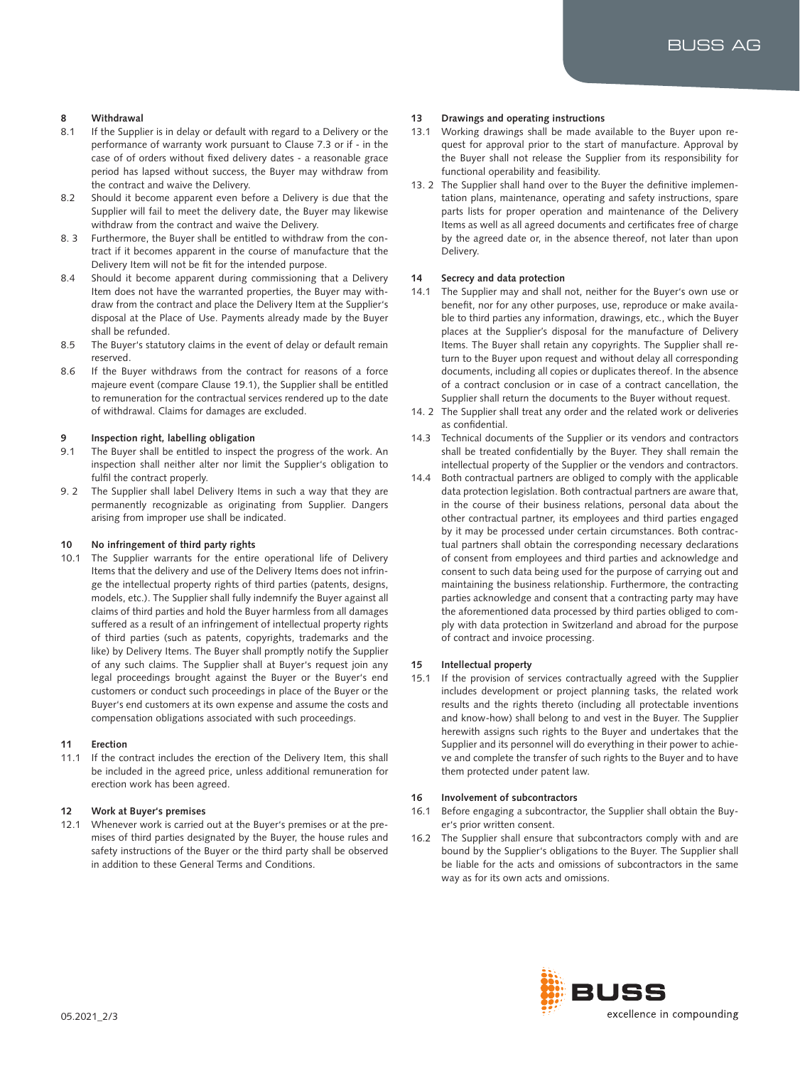## 8 Withdrawal

8.1 If the Supplier is in delay or default with regard to a Delivery or the performance of warranty work pursuant to Clause 7.3 or if - in the case of of orders without fixed delivery dates - a reasonable grace period has lapsed without success, the Buyer may withdraw from the contract and waive the Delivery.

8.2 Should it become apparent even before a Delivery is due that the Supplier will fail to meet the delivery date, the Buyer may likewise withdraw from the contract and waive the Delivery.

8.3 Furthermore, the Buyer shall be entitled to withdraw from the contract if it becomes apparent in the course of manufacture that the Delivery Item will not be fit for the intended purpose.

8.4 Should it become apparent during commissioning that a Delivery Item does not have the warranted properties, the Buyer may withdraw from the contract and place the Delivery Item at the Supplier's disposal at the Place of Use. Payments already made by the Buyer shall be refunded.

8.5 The Buyer's statutory claims in the event of delay or default remain reserved.

8.6 If the Buyer withdraws from the contract for reasons of a force majeure event (compare Clause 19.1), the Supplier shall be entitled to remuneration for the contractual services rendered up to the date of withdrawal. Claims for damages are excluded.

## 9 Inspection right, labelling obligation

9.1 The Buyer shall be entitled to inspect the progress of the work. An inspection shall neither alter nor limit the Supplier's obligation to fulfil the contract properly.

9.2 The Supplier shall label Delivery Items in such a way that they are permanently recognizable as originating from Supplier. Dangers arising from improper use shall be indicated.

## 10 No infringement of third party rights

10.1 The Supplier warrants for the entire operational life of Delivery Items that the delivery and use of the Delivery Items does not infringe the intellectual property rights of third parties (patents, designs, models, etc.). The Supplier shall fully indemnify the Buyer against all claims of third parties and hold the Buyer harmless from all damages suffered as a result of an infringement of intellectual property rights of third parties (such as patents, copyrights, trademarks and the like) by Delivery Items. The Buyer shall promptly notify the Supplier of any such claims. The Supplier shall at Buyer's request join any legal proceedings brought against the Buyer or the Buyer's end customers or conduct such proceedings in place of the Buyer or the Buyer's end customers at its own expense and assume the costs and compensation obligations associated with such proceedings.

## 11 Erection

11.1 If the contract includes the erection of the Delivery Item, this shall be included in the agreed price, unless additional remuneration for erection work has been agreed.

## 12 Work at Buyer's premises

12.1 Whenever work is carried out at the Buyer's premises or at the premises of third parties designated by the Buyer, the house rules and safety instructions of the Buyer or the third party shall be observed in addition to these General Terms and Conditions.

## 13 Drawings and operating instructions

13.1 Working drawings shall be made available to the Buyer upon request for approval prior to the start of manufacture. Approval by the Buyer shall not release the Supplier from its responsibility for functional operability and feasibility.

13.2 The Supplier shall hand over to the Buyer the definitive implementation plans, maintenance, operating and safety instructions, spare parts lists for proper operation and maintenance of the Delivery Items as well as all agreed documents and certificates free of charge by the agreed date or, in the absence thereof, not later than upon Delivery.

## 14 Secrecy and data protection

14.1 The Supplier may and shall not, neither for the Buyer's own use or benefit, nor for any other purposes, use, reproduce or make available to third parties any information, drawings, etc., which the Buyer places at the Supplier's disposal for the manufacture of Delivery Items. The Buyer shall retain any copyrights. The Supplier shall return to the Buyer upon request and without delay all corresponding documents, including all copies or duplicates thereof. In the absence of a contract conclusion or in case of a contract cancellation, the Supplier shall return the documents to the Buyer without request.

14.2 The Supplier shall treat any order and the related work or deliveries as confidential.

14.3 Technical documents of the Supplier or its vendors and contractors shall be treated confidentially by the Buyer. They shall remain the intellectual property of the Supplier or the vendors and contractors.

14.4 Both contractual partners are obliged to comply with the applicable data protection legislation. Both contractual partners are aware that, in the course of their business relations, personal data about the other contractual partner, its employees and third parties engaged by it may be processed under certain circumstances. Both contractual partners shall obtain the corresponding necessary declarations of consent from employees and third parties and acknowledge and consent to such data being used for the purpose of carrying out and maintaining the business relationship. Furthermore, the contracting parties acknowledge and consent that a contracting party may have the aforementioned data processed by third parties obliged to comply with data protection in Switzerland and abroad for the purpose of contract and invoice processing.

## 15 Intellectual property

15.1 If the provision of services contractually agreed with the Supplier includes development or project planning tasks, the related work results and the rights thereto (including all protectable inventions and know-how) shall belong to and vest in the Buyer. The Supplier herewith assigns such rights to the Buyer and undertakes that the Supplier and its personnel will do everything in their power to achieve and complete the transfer of such rights to the Buyer and to have them protected under patent law.

## 16 Involvement of subcontractors

16.1 Before engaging a subcontractor, the Supplier shall obtain the Buyer's prior written consent.

16.2 The Supplier shall ensure that subcontractors comply with and are bound by the Supplier's obligations to the Buyer. The Supplier shall be liable for the acts and omissions of subcontractors in the same way as for its own acts and omissions.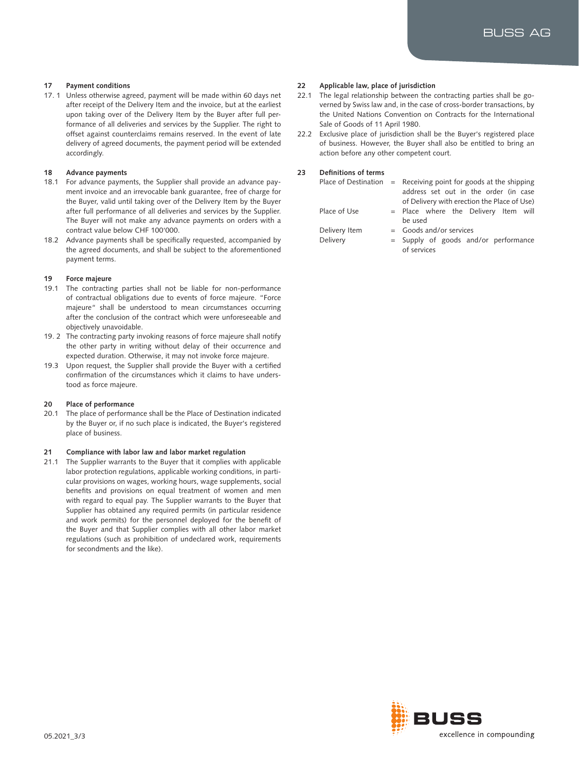## 17 Payment conditions

17.1 Unless otherwise agreed, payment will be made within 60 days net after receipt of the Delivery Item and the invoice, but at the earliest upon taking over of the Delivery Item by the Buyer after full performance of all deliveries and services by the Supplier. The right to offset against counterclaims remains reserved. In the event of late delivery of agreed documents, the payment period will be extended accordingly.

## 18 Advance payments

18.1 For advance payments, the Supplier shall provide an advance payment invoice and an irrevocable bank guarantee, free of charge for the Buyer, valid until taking over of the Delivery Item by the Buyer after full performance of all deliveries and services by the Supplier. The Buyer will not make any advance payments on orders with a contract value below CHF 100'000.

18.2 Advance payments shall be specifically requested, accompanied by the agreed documents, and shall be subject to the aforementioned payment terms.

## 19 Force majeure

19.1 The contracting parties shall not be liable for non-performance of contractual obligations due to events of force majeure. "Force majeure" shall be understood to mean circumstances occurring after the conclusion of the contract which were unforeseeable and objectively unavoidable.

19.2 The contracting party invoking reasons of force majeure shall notify the other party in writing without delay of their occurrence and expected duration. Otherwise, it may not invoke force majeure.

19.3 Upon request, the Supplier shall provide the Buyer with a certified confirmation of the circumstances which it claims to have understood as force majeure.

## 20 Place of performance

20.1 The place of performance shall be the Place of Destination indicated by the Buyer or, if no such place is indicated, the Buyer's registered place of business.

## 21 Compliance with labor law and labor market regulation

21.1 The Supplier warrants to the Buyer that it complies with applicable labor protection regulations, applicable working conditions, in particular provisions on wages, working hours, wage supplements, social benefits and provisions on equal treatment of women and men with regard to equal pay. The Supplier warrants to the Buyer that Supplier has obtained any required permits (in particular residence and work permits) for the personnel deployed for the benefit of the Buyer and that Supplier complies with all other labor market regulations (such as prohibition of undeclared work, requirements for secondments and the like).

## 22 Applicable law, place of jurisdiction

22.1 The legal relationship between the contracting parties shall be governed by Swiss law and, in the case of cross-border transactions, by the United Nations Convention on Contracts for the International Sale of Goods of 11 April 1980.

22.2 Exclusive place of jurisdiction shall be the Buyer's registered place of business. However, the Buyer shall also be entitled to bring an action before any other competent court.

## 23 Definitions of terms

| | | |
|---|---|---|
| Place of Destination | = | Receiving point for goods at the shipping address set out in the order (in case of Delivery with erection the Place of Use) |
| Place of Use | = | Place where the Delivery Item will be used |
| Delivery Item | = | Goods and/or services |
| Delivery | = | Supply of goods and/or performance of services |

05.2021_3/3